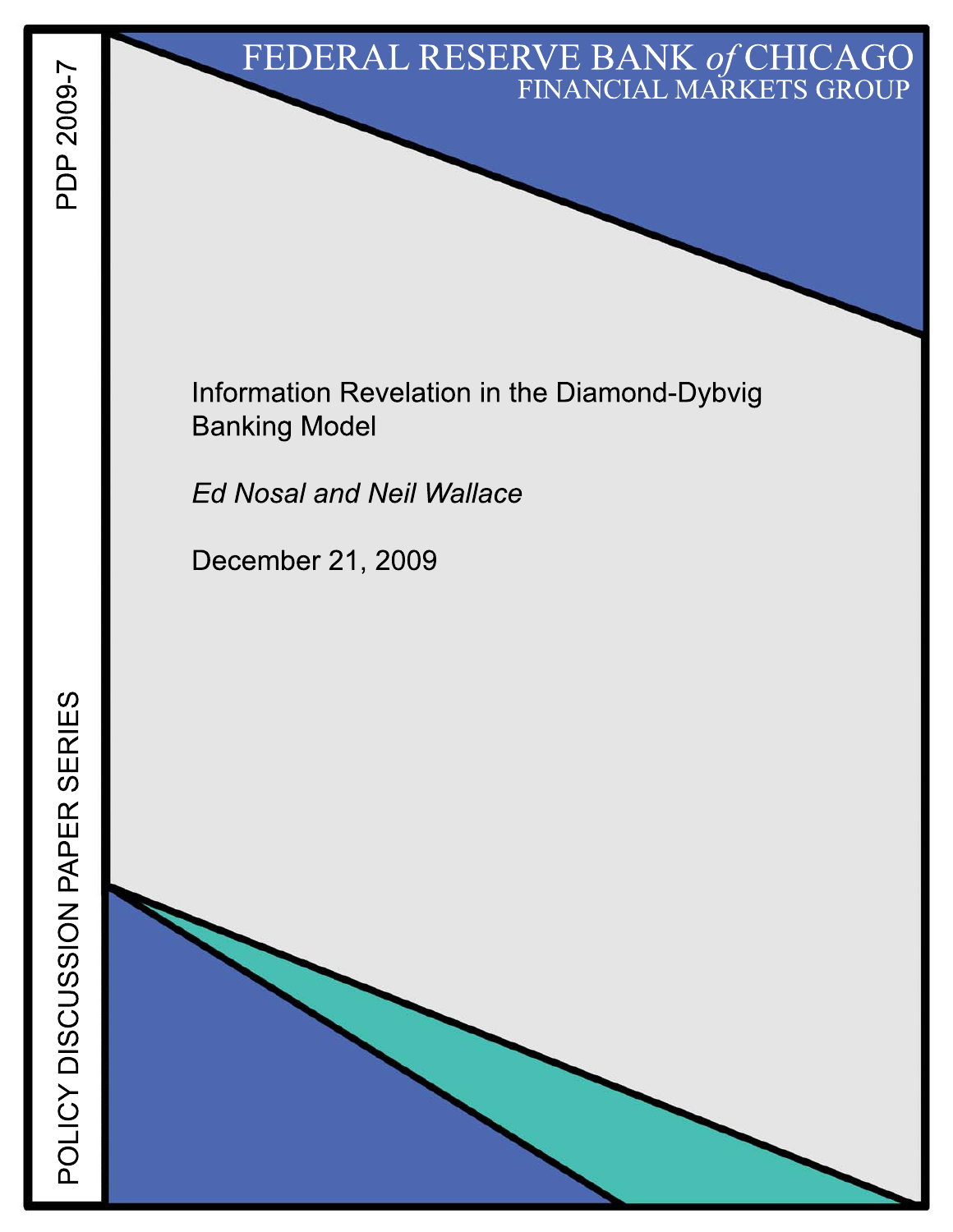FEDERAL RESERVE BANK *of* CHICAGO
FINANCIAL MARKETS GROUP

PDP 2009-7

POLICY DISCUSSION PAPER SERIES

# Information Revelation in the Diamond-Dybvig Banking Model

*Ed Nosal and Neil Wallace*

December 21, 2009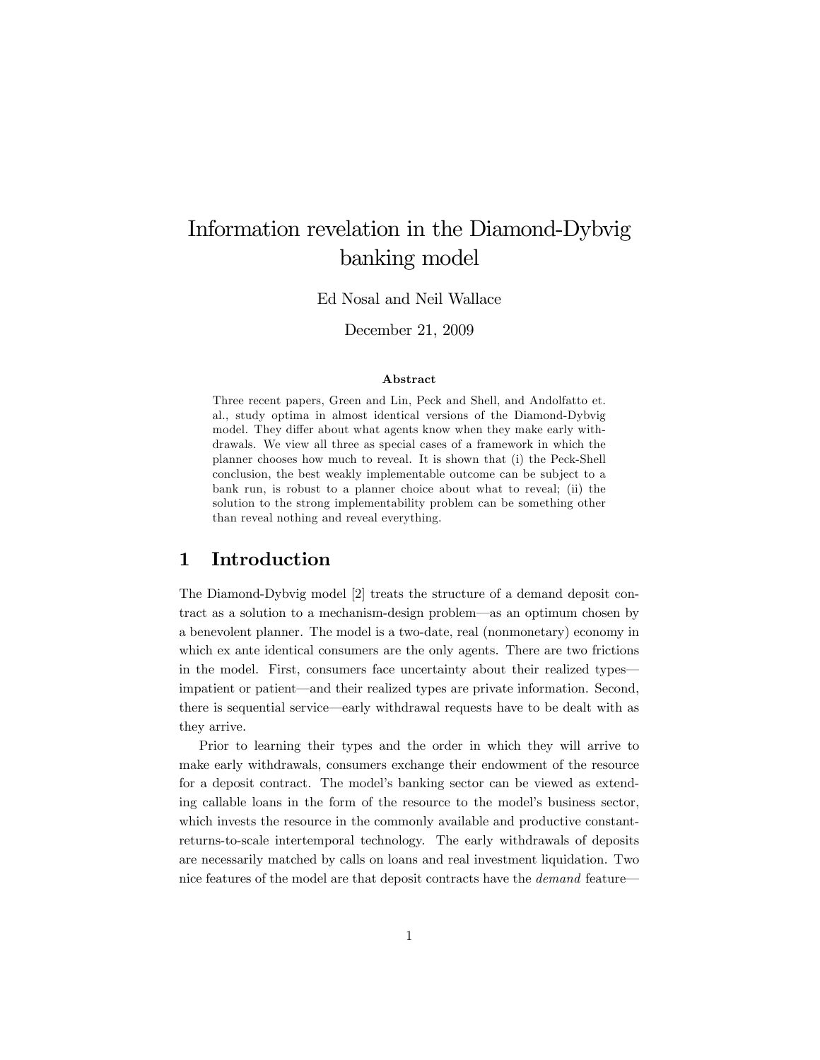# Information revelation in the Diamond-Dybvig banking model

Ed Nosal and Neil Wallace

December 21, 2009

### Abstract

Three recent papers, Green and Lin, Peck and Shell, and Andolfatto et. al., study optima in almost identical versions of the Diamond-Dybvig model. They differ about what agents know when they make early withdrawals. We view all three as special cases of a framework in which the planner chooses how much to reveal. It is shown that (i) the Peck-Shell conclusion, the best weakly implementable outcome can be subject to a bank run, is robust to a planner choice about what to reveal; (ii) the solution to the strong implementability problem can be something other than reveal nothing and reveal everything.

## 1 Introduction

The Diamond-Dybvig model [2] treats the structure of a demand deposit contract as a solution to a mechanism-design problem—as an optimum chosen by a benevolent planner. The model is a two-date, real (nonmonetary) economy in which ex ante identical consumers are the only agents. There are two frictions in the model. First, consumers face uncertainty about their realized types—impatient or patient—and their realized types are private information. Second, there is sequential service—early withdrawal requests have to be dealt with as they arrive.

Prior to learning their types and the order in which they will arrive to make early withdrawals, consumers exchange their endowment of the resource for a deposit contract. The model's banking sector can be viewed as extending callable loans in the form of the resource to the model's business sector, which invests the resource in the commonly available and productive constant-returns-to-scale intertemporal technology. The early withdrawals of deposits are necessarily matched by calls on loans and real investment liquidation. Two nice features of the model are that deposit contracts have the *demand* feature—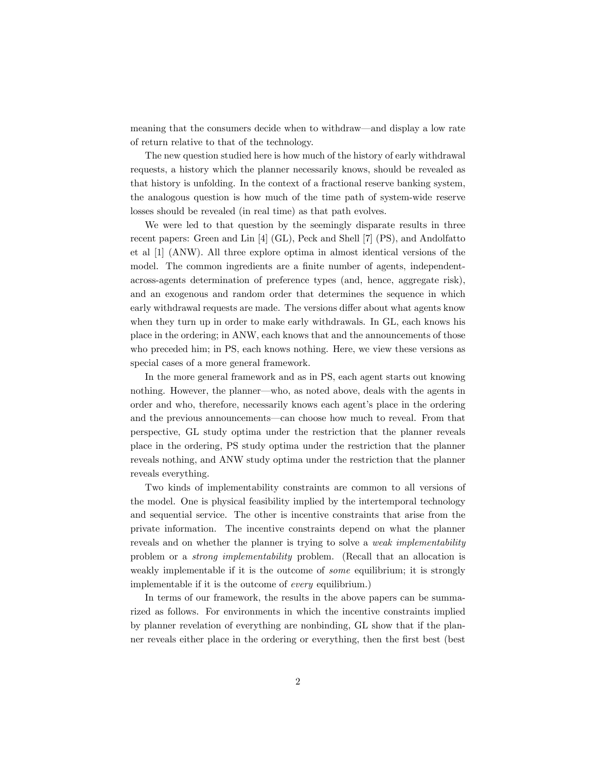meaning that the consumers decide when to withdraw—and display a low rate of return relative to that of the technology.

The new question studied here is how much of the history of early withdrawal requests, a history which the planner necessarily knows, should be revealed as that history is unfolding. In the context of a fractional reserve banking system, the analogous question is how much of the time path of system-wide reserve losses should be revealed (in real time) as that path evolves.

We were led to that question by the seemingly disparate results in three recent papers: Green and Lin [4] (GL), Peck and Shell [7] (PS), and Andolfatto et al [1] (ANW). All three explore optima in almost identical versions of the model. The common ingredients are a finite number of agents, independent-across-agents determination of preference types (and, hence, aggregate risk), and an exogenous and random order that determines the sequence in which early withdrawal requests are made. The versions differ about what agents know when they turn up in order to make early withdrawals. In GL, each knows his place in the ordering; in ANW, each knows that and the announcements of those who preceded him; in PS, each knows nothing. Here, we view these versions as special cases of a more general framework.

In the more general framework and as in PS, each agent starts out knowing nothing. However, the planner—who, as noted above, deals with the agents in order and who, therefore, necessarily knows each agent's place in the ordering and the previous announcements—can choose how much to reveal. From that perspective, GL study optima under the restriction that the planner reveals place in the ordering, PS study optima under the restriction that the planner reveals nothing, and ANW study optima under the restriction that the planner reveals everything.

Two kinds of implementability constraints are common to all versions of the model. One is physical feasibility implied by the intertemporal technology and sequential service. The other is incentive constraints that arise from the private information. The incentive constraints depend on what the planner reveals and on whether the planner is trying to solve a *weak implementability* problem or a *strong implementability* problem. (Recall that an allocation is weakly implementable if it is the outcome of *some* equilibrium; it is strongly implementable if it is the outcome of *every* equilibrium.)

In terms of our framework, the results in the above papers can be summarized as follows. For environments in which the incentive constraints implied by planner revelation of everything are nonbinding, GL show that if the planner reveals either place in the ordering or everything, then the first best (best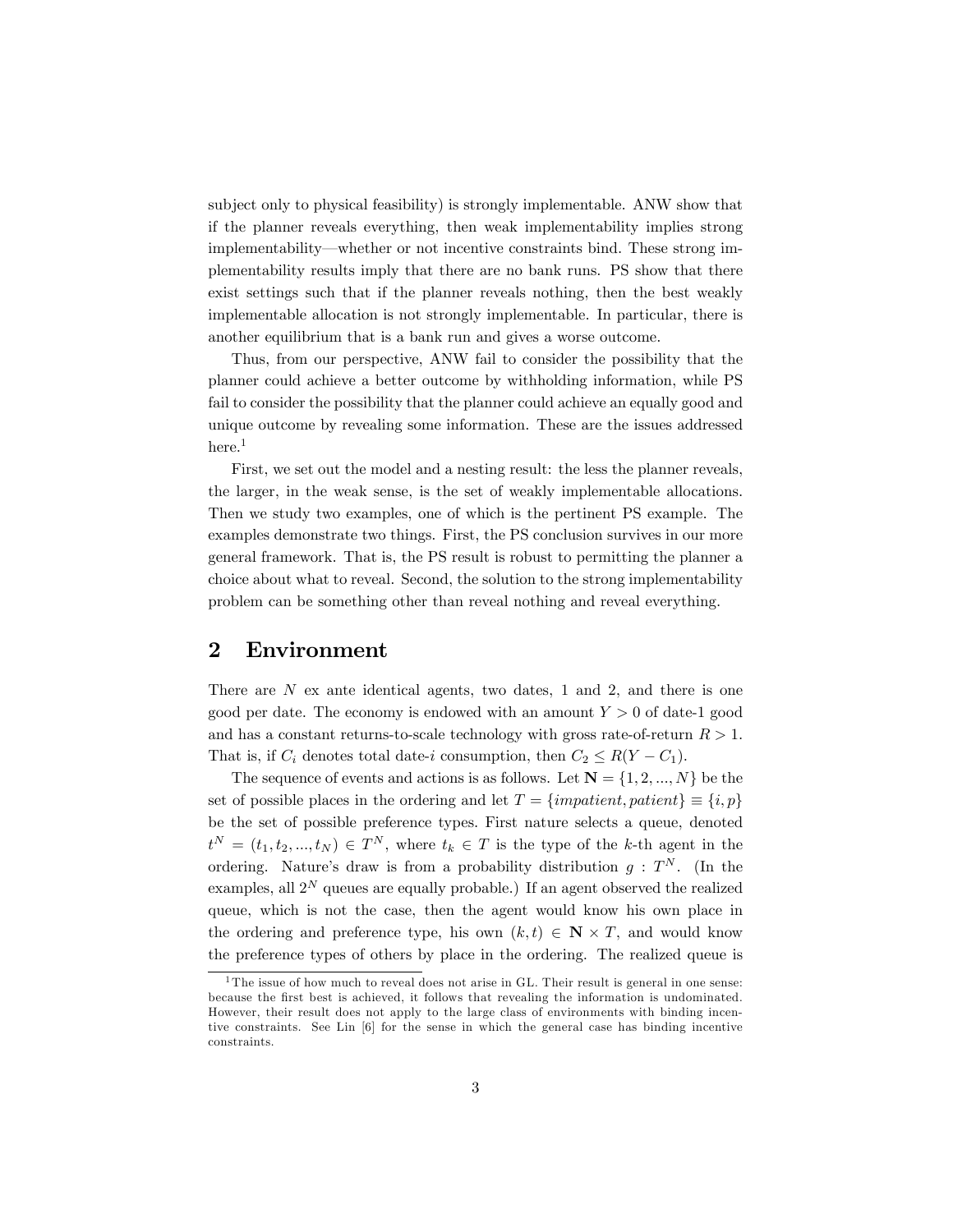subject only to physical feasibility) is strongly implementable. ANW show that if the planner reveals everything, then weak implementability implies strong implementability—whether or not incentive constraints bind. These strong implementability results imply that there are no bank runs. PS show that there exist settings such that if the planner reveals nothing, then the best weakly implementable allocation is not strongly implementable. In particular, there is another equilibrium that is a bank run and gives a worse outcome.

Thus, from our perspective, ANW fail to consider the possibility that the planner could achieve a better outcome by withholding information, while PS fail to consider the possibility that the planner could achieve an equally good and unique outcome by revealing some information. These are the issues addressed here.[1]

First, we set out the model and a nesting result: the less the planner reveals, the larger, in the weak sense, is the set of weakly implementable allocations. Then we study two examples, one of which is the pertinent PS example. The examples demonstrate two things. First, the PS conclusion survives in our more general framework. That is, the PS result is robust to permitting the planner a choice about what to reveal. Second, the solution to the strong implementability problem can be something other than reveal nothing and reveal everything.

## 2 Environment

There are $N$ ex ante identical agents, two dates, 1 and 2, and there is one good per date. The economy is endowed with an amount $Y > 0$ of date-1 good and has a constant returns-to-scale technology with gross rate-of-return $R > 1$. That is, if $C_i$ denotes total date-$i$ consumption, then $C_2 \leq R(Y - C_1)$.

The sequence of events and actions is as follows. Let $\mathbf{N} = \{1, 2, ..., N\}$ be the set of possible places in the ordering and let $T = \{impatient, patient\} \equiv \{i, p\}$ be the set of possible preference types. First nature selects a queue, denoted $t^N = (t_1, t_2, ..., t_N) \in T^N$, where $t_k \in T$ is the type of the $k$-th agent in the ordering. Nature's draw is from a probability distribution $g : T^N$. (In the examples, all $2^N$ queues are equally probable.) If an agent observed the realized queue, which is not the case, then the agent would know his own place in the ordering and preference type, his own $(k, t) \in \mathbf{N} \times T$, and would know the preference types of others by place in the ordering. The realized queue is

[1] The issue of how much to reveal does not arise in GL. Their result is general in one sense: because the first best is achieved, it follows that revealing the information is undominated. However, their result does not apply to the large class of environments with binding incentive constraints. See Lin [6] for the sense in which the general case has binding incentive constraints.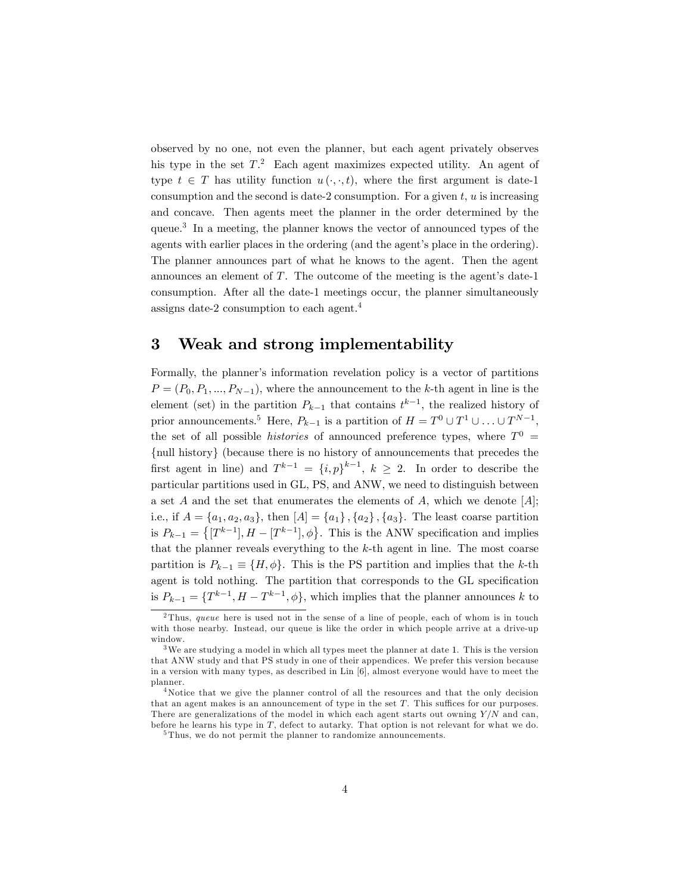observed by no one, not even the planner, but each agent privately observes his type in the set $T$.[2] Each agent maximizes expected utility. An agent of type $t \in T$ has utility function $u(\cdot, \cdot, t)$, where the first argument is date-1 consumption and the second is date-2 consumption. For a given $t$, $u$ is increasing and concave. Then agents meet the planner in the order determined by the queue.[3] In a meeting, the planner knows the vector of announced types of the agents with earlier places in the ordering (and the agent's place in the ordering). The planner announces part of what he knows to the agent. Then the agent announces an element of $T$. The outcome of the meeting is the agent's date-1 consumption. After all the date-1 meetings occur, the planner simultaneously assigns date-2 consumption to each agent.[4]

# 3 Weak and strong implementability

Formally, the planner's information revelation policy is a vector of partitions $P = (P_0, P_1, ..., P_{N-1})$, where the announcement to the $k$-th agent in line is the element (set) in the partition $P_{k-1}$ that contains $t^{k-1}$, the realized history of prior announcements.[5] Here, $P_{k-1}$ is a partition of $H = T^0 \cup T^1 \cup \ldots \cup T^{N-1}$, the set of all possible *histories* of announced preference types, where $T^0 =$ {null history} (because there is no history of announcements that precedes the first agent in line) and $T^{k-1} = \{i, p\}^{k-1}$, $k \geq 2$. In order to describe the particular partitions used in GL, PS, and ANW, we need to distinguish between a set $A$ and the set that enumerates the elements of $A$, which we denote $[A]$; i.e., if $A = \{a_1, a_2, a_3\}$, then $[A] = \{a_1\}, \{a_2\}, \{a_3\}$. The least coarse partition is $P_{k-1} = \{[T^{k-1}], H - [T^{k-1}], \phi\}$. This is the ANW specification and implies that the planner reveals everything to the $k$-th agent in line. The most coarse partition is $P_{k-1} \equiv \{H, \phi\}$. This is the PS partition and implies that the $k$-th agent is told nothing. The partition that corresponds to the GL specification is $P_{k-1} = \{T^{k-1}, H - T^{k-1}, \phi\}$, which implies that the planner announces $k$ to

[2] Thus, *queue* here is used not in the sense of a line of people, each of whom is in touch with those nearby. Instead, our queue is like the order in which people arrive at a drive-up window.

[3] We are studying a model in which all types meet the planner at date 1. This is the version that ANW study and that PS study in one of their appendices. We prefer this version because in a version with many types, as described in Lin [6], almost everyone would have to meet the planner.

[4] Notice that we give the planner control of all the resources and that the only decision that an agent makes is an announcement of type in the set $T$. This suffices for our purposes. There are generalizations of the model in which each agent starts out owning $Y/N$ and can, before he learns his type in $T$, defect to autarky. That option is not relevant for what we do.

[5] Thus, we do not permit the planner to randomize announcements.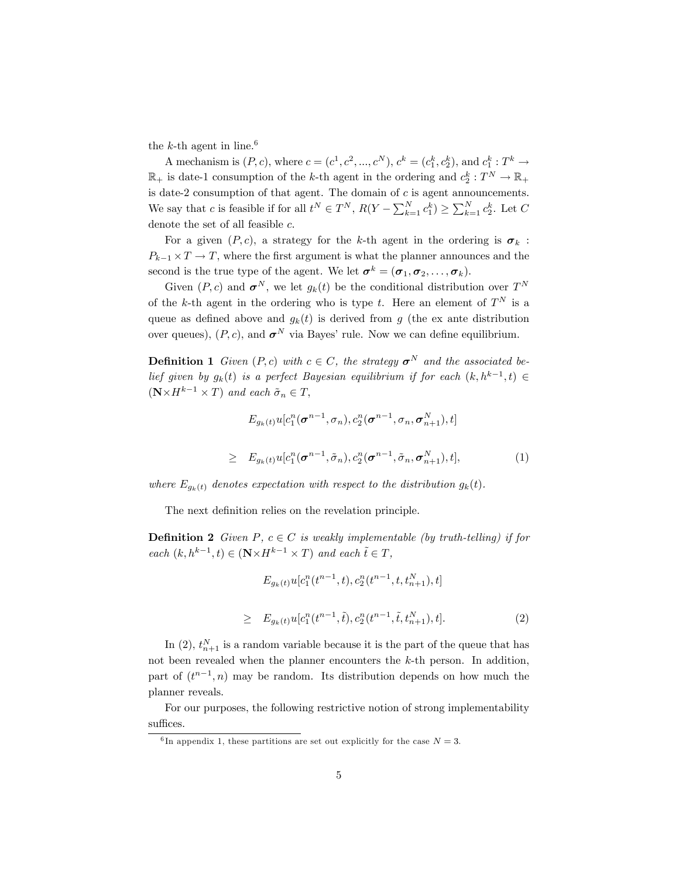the $k$-th agent in line.[6]

A mechanism is $(P, c)$, where $c = (c^1, c^2, ..., c^N)$, $c^k = (c^k_1, c^k_2)$, and $c^k_1 : T^k \to \mathbb{R}_+$ is date-1 consumption of the $k$-th agent in the ordering and $c^k_2 : T^N \to \mathbb{R}_+$ is date-2 consumption of that agent. The domain of $c$ is agent announcements. We say that $c$ is feasible if for all $t^N \in T^N$, $R(Y - \sum_{k=1}^N c^k_1) \geq \sum_{k=1}^N c^k_2$. Let $C$ denote the set of all feasible $c$.

For a given $(P, c)$, a strategy for the $k$-th agent in the ordering is $\boldsymbol{\sigma}_k : P_{k-1} \times T \to T$, where the first argument is what the planner announces and the second is the true type of the agent. We let $\boldsymbol{\sigma}^k = (\boldsymbol{\sigma}_1, \boldsymbol{\sigma}_2, \ldots, \boldsymbol{\sigma}_k)$.

Given $(P, c)$ and $\boldsymbol{\sigma}^N$, we let $g_k(t)$ be the conditional distribution over $T^N$ of the $k$-th agent in the ordering who is type $t$. Here an element of $T^N$ is a queue as defined above and $g_k(t)$ is derived from $g$ (the ex ante distribution over queues), $(P, c)$, and $\boldsymbol{\sigma}^N$ via Bayes' rule. Now we can define equilibrium.

**Definition 1** *Given $(P, c)$ with $c \in C$, the strategy $\boldsymbol{\sigma}^N$ and the associated belief given by $g_k(t)$ is a perfect Bayesian equilibrium if for each $(k, h^{k-1}, t) \in (\mathbf{N} \times H^{k-1} \times T)$ and each $\tilde{\sigma}_n \in T$,*

$$
\begin{aligned}
& E_{g_k(t)} u[c^n_1(\boldsymbol{\sigma}^{n-1}, \sigma_n), c^n_2(\boldsymbol{\sigma}^{n-1}, \sigma_n, \boldsymbol{\sigma}^N_{n+1}), t] \\
\geq \quad & E_{g_k(t)} u[c^n_1(\boldsymbol{\sigma}^{n-1}, \tilde{\sigma}_n), c^n_2(\boldsymbol{\sigma}^{n-1}, \tilde{\sigma}_n, \boldsymbol{\sigma}^N_{n+1}), t], \qquad (1)
\end{aligned}
$$

*where $E_{g_k(t)}$ denotes expectation with respect to the distribution $g_k(t)$.*

The next definition relies on the revelation principle.

**Definition 2** *Given $P$, $c \in C$ is weakly implementable (by truth-telling) if for each $(k, h^{k-1}, t) \in (\mathbf{N} \times H^{k-1} \times T)$ and each $\tilde{t} \in T$,*

$$
\begin{aligned}
& E_{g_k(t)} u[c^n_1(t^{n-1}, t), c^n_2(t^{n-1}, t, t^N_{n+1}), t] \\
\geq \quad & E_{g_k(t)} u[c^n_1(t^{n-1}, \tilde{t}), c^n_2(t^{n-1}, \tilde{t}, t^N_{n+1}), t]. \qquad (2)
\end{aligned}
$$

In (2), $t^N_{n+1}$ is a random variable because it is the part of the queue that has not been revealed when the planner encounters the $k$-th person. In addition, part of $(t^{n-1}, n)$ may be random. Its distribution depends on how much the planner reveals.

For our purposes, the following restrictive notion of strong implementability suffices.

[6] In appendix 1, these partitions are set out explicitly for the case $N = 3$.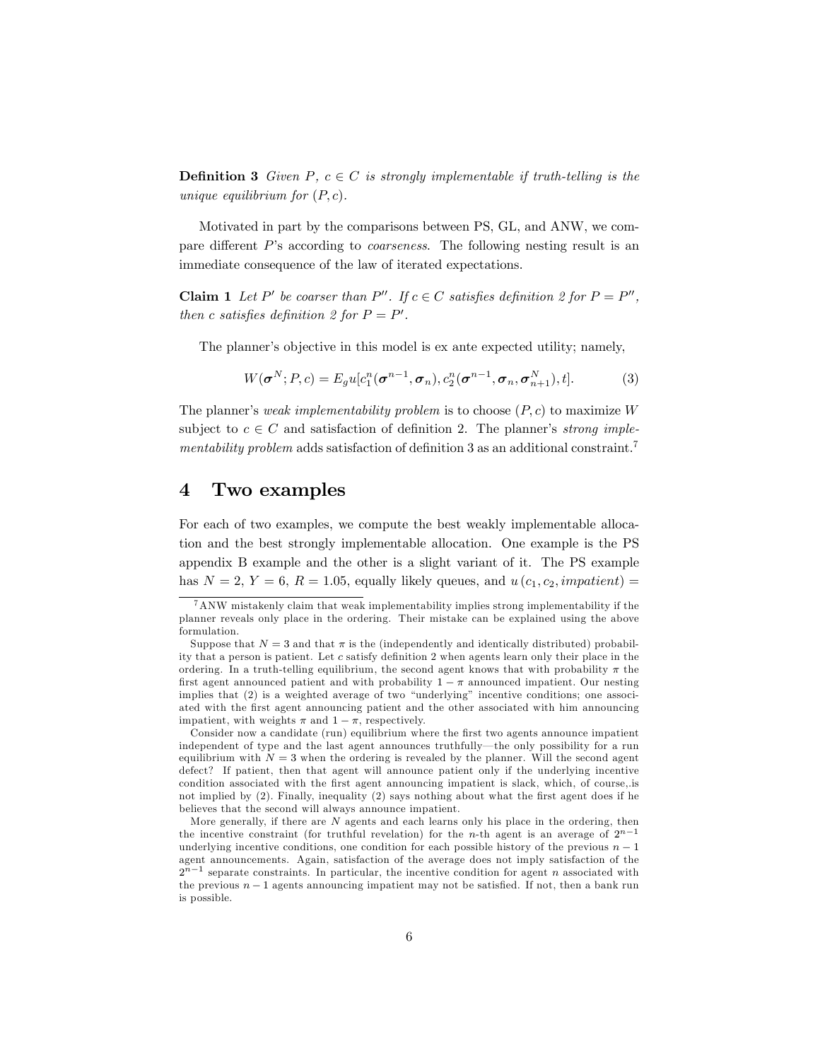**Definition 3** *Given $P$, $c \in C$ is strongly implementable if truth-telling is the unique equilibrium for $(P, c)$.*

Motivated in part by the comparisons between PS, GL, and ANW, we compare different $P$'s according to *coarseness*. The following nesting result is an immediate consequence of the law of iterated expectations.

**Claim 1** *Let $P'$ be coarser than $P''$. If $c \in C$ satisfies definition 2 for $P = P''$, then $c$ satisfies definition 2 for $P = P'$.*

The planner's objective in this model is ex ante expected utility; namely,

$$W(\boldsymbol{\sigma}^N; P, c) = E_g u[c_1^n(\boldsymbol{\sigma}^{n-1}, \boldsymbol{\sigma}_n), c_2^n(\boldsymbol{\sigma}^{n-1}, \boldsymbol{\sigma}_n, \boldsymbol{\sigma}_{n+1}^N), t]. \tag{3}$$

The planner's *weak implementability problem* is to choose $(P, c)$ to maximize $W$ subject to $c \in C$ and satisfaction of definition 2. The planner's *strong implementability problem* adds satisfaction of definition 3 as an additional constraint.[7]

## 4 Two examples

For each of two examples, we compute the best weakly implementable allocation and the best strongly implementable allocation. One example is the PS appendix B example and the other is a slight variant of it. The PS example has $N = 2$, $Y = 6$, $R = 1.05$, equally likely queues, and $u(c_1, c_2, impatient) =$

---

[7] ANW mistakenly claim that weak implementability implies strong implementability if the planner reveals only place in the ordering. Their mistake can be explained using the above formulation.

Suppose that $N = 3$ and that $\pi$ is the (independently and identically distributed) probability that a person is patient. Let $c$ satisfy definition 2 when agents learn only their place in the ordering. In a truth-telling equilibrium, the second agent knows that with probability $\pi$ the first agent announced patient and with probability $1 - \pi$ announced impatient. Our nesting implies that (2) is a weighted average of two "underlying" incentive conditions; one associated with the first agent announcing patient and the other associated with him announcing impatient, with weights $\pi$ and $1 - \pi$, respectively.

Consider now a candidate (run) equilibrium where the first two agents announce impatient independent of type and the last agent announces truthfully—the only possibility for a run equilibrium with $N = 3$ when the ordering is revealed by the planner. Will the second agent defect? If patient, then that agent will announce patient only if the underlying incentive condition associated with the first agent announcing impatient is slack, which, of course,.is not implied by (2). Finally, inequality (2) says nothing about what the first agent does if he believes that the second will always announce impatient.

More generally, if there are $N$ agents and each learns only his place in the ordering, then the incentive constraint (for truthful revelation) for the $n$-th agent is an average of $2^{n-1}$ underlying incentive conditions, one condition for each possible history of the previous $n - 1$ agent announcements. Again, satisfaction of the average does not imply satisfaction of the $2^{n-1}$ separate constraints. In particular, the incentive condition for agent $n$ associated with the previous $n - 1$ agents announcing impatient may not be satisfied. If not, then a bank run is possible.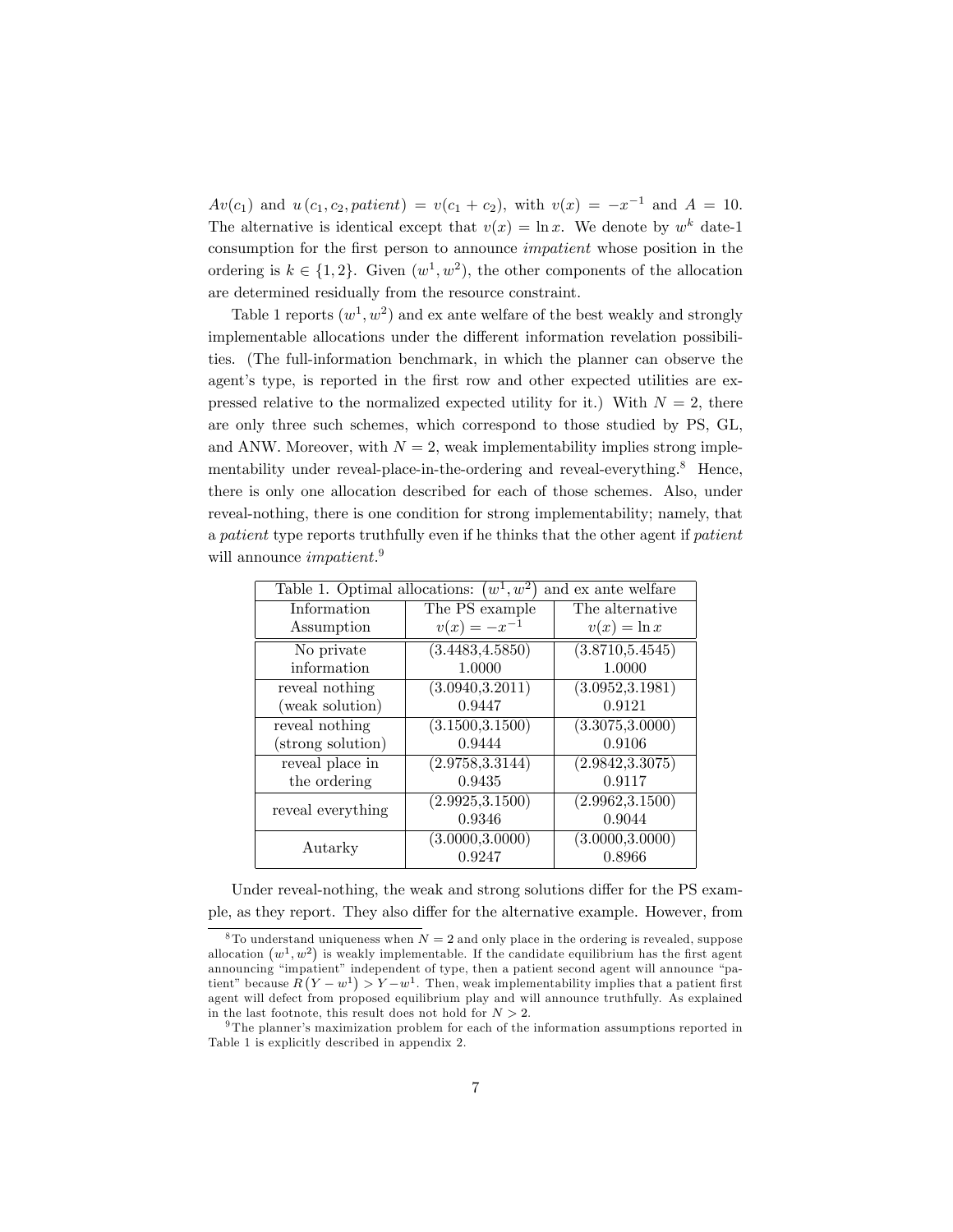$Av(c_1)$ and $u(c_1, c_2, patient) = v(c_1 + c_2)$, with $v(x) = -x^{-1}$ and $A = 10$. The alternative is identical except that $v(x) = \ln x$. We denote by $w^k$ date-1 consumption for the first person to announce *impatient* whose position in the ordering is $k \in \{1, 2\}$. Given $(w^1, w^2)$, the other components of the allocation are determined residually from the resource constraint.

Table 1 reports $(w^1, w^2)$ and ex ante welfare of the best weakly and strongly implementable allocations under the different information revelation possibilities. (The full-information benchmark, in which the planner can observe the agent's type, is reported in the first row and other expected utilities are expressed relative to the normalized expected utility for it.) With $N = 2$, there are only three such schemes, which correspond to those studied by PS, GL, and ANW. Moreover, with $N = 2$, weak implementability implies strong implementability under reveal-place-in-the-ordering and reveal-everything.[8] Hence, there is only one allocation described for each of those schemes. Also, under reveal-nothing, there is one condition for strong implementability; namely, that a *patient* type reports truthfully even if he thinks that the other agent if *patient* will announce *impatient*.[9]

| Table 1. Optimal allocations: $(w^1, w^2)$ and ex ante welfare | | |
|---|---|---|
| Information Assumption | The PS example $v(x) = -x^{-1}$ | The alternative $v(x) = \ln x$ |
| No private information | (3.4483,4.5850) 1.0000 | (3.8710,5.4545) 1.0000 |
| reveal nothing (weak solution) | (3.0940,3.2011) 0.9447 | (3.0952,3.1981) 0.9121 |
| reveal nothing (strong solution) | (3.1500,3.1500) 0.9444 | (3.3075,3.0000) 0.9106 |
| reveal place in the ordering | (2.9758,3.3144) 0.9435 | (2.9842,3.3075) 0.9117 |
| reveal everything | (2.9925,3.1500) 0.9346 | (2.9962,3.1500) 0.9044 |
| Autarky | (3.0000,3.0000) 0.9247 | (3.0000,3.0000) 0.8966 |

Under reveal-nothing, the weak and strong solutions differ for the PS example, as they report. They also differ for the alternative example. However, from

[8] To understand uniqueness when $N = 2$ and only place in the ordering is revealed, suppose allocation $(w^1, w^2)$ is weakly implementable. If the candidate equilibrium has the first agent announcing "impatient" independent of type, then a patient second agent will announce "patient" because $R(Y - w^1) > Y - w^1$. Then, weak implementability implies that a patient first agent will defect from proposed equilibrium play and will announce truthfully. As explained in the last footnote, this result does not hold for $N > 2$.

[9] The planner's maximization problem for each of the information assumptions reported in Table 1 is explicitly described in appendix 2.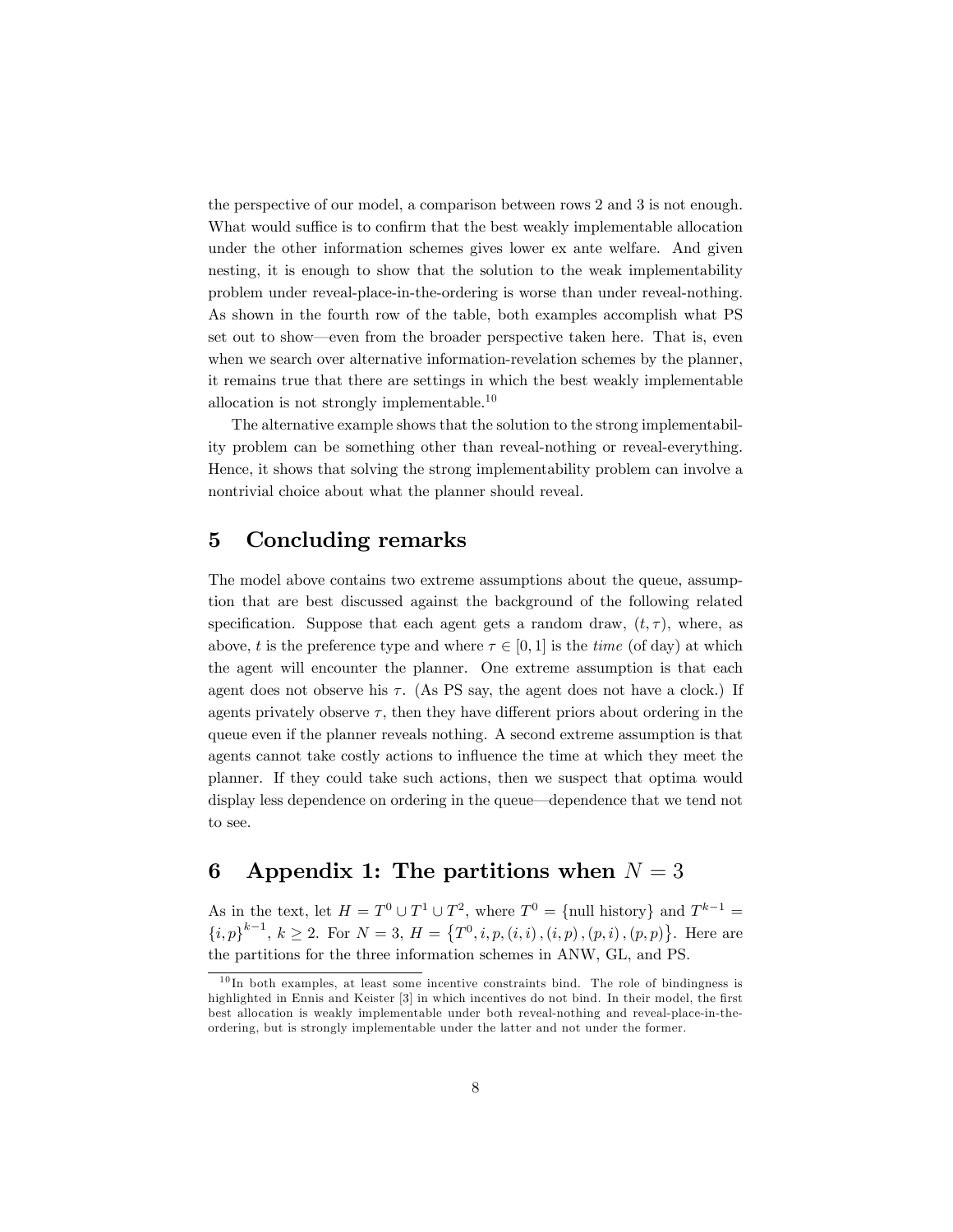the perspective of our model, a comparison between rows 2 and 3 is not enough. What would suffice is to confirm that the best weakly implementable allocation under the other information schemes gives lower ex ante welfare. And given nesting, it is enough to show that the solution to the weak implementability problem under reveal-place-in-the-ordering is worse than under reveal-nothing. As shown in the fourth row of the table, both examples accomplish what PS set out to show—even from the broader perspective taken here. That is, even when we search over alternative information-revelation schemes by the planner, it remains true that there are settings in which the best weakly implementable allocation is not strongly implementable.[10]

The alternative example shows that the solution to the strong implementability problem can be something other than reveal-nothing or reveal-everything. Hence, it shows that solving the strong implementability problem can involve a nontrivial choice about what the planner should reveal.

## 5 Concluding remarks

The model above contains two extreme assumptions about the queue, assumption that are best discussed against the background of the following related specification. Suppose that each agent gets a random draw, $(t, \tau)$, where, as above, $t$ is the preference type and where $\tau \in [0, 1]$ is the *time* (of day) at which the agent will encounter the planner. One extreme assumption is that each agent does not observe his $\tau$. (As PS say, the agent does not have a clock.) If agents privately observe $\tau$, then they have different priors about ordering in the queue even if the planner reveals nothing. A second extreme assumption is that agents cannot take costly actions to influence the time at which they meet the planner. If they could take such actions, then we suspect that optima would display less dependence on ordering in the queue—dependence that we tend not to see.

## 6 Appendix 1: The partitions when $N = 3$

As in the text, let $H = T^0 \cup T^1 \cup T^2$, where $T^0 = \{\text{null history}\}$ and $T^{k-1} = \{i, p\}^{k-1}$, $k \geq 2$. For $N = 3$, $H = \{T^0, i, p, (i, i), (i, p), (p, i), (p, p)\}$. Here are the partitions for the three information schemes in ANW, GL, and PS.

[10] In both examples, at least some incentive constraints bind. The role of bindingness is highlighted in Ennis and Keister [3] in which incentives do not bind. In their model, the first best allocation is weakly implementable under both reveal-nothing and reveal-place-in-the-ordering, but is strongly implementable under the latter and not under the former.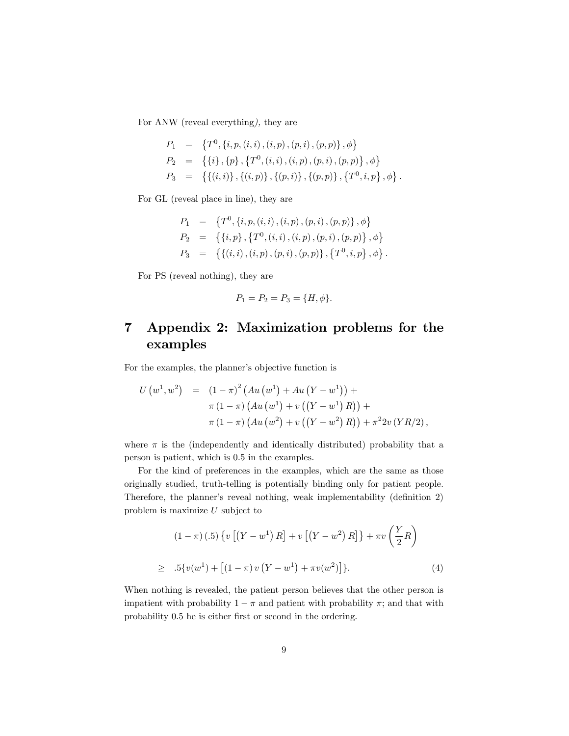For ANW (reveal everything*),* they are

$$
\begin{aligned}
P_1 &= \left\{T^0, \{i, p, (i,i), (i,p), (p,i), (p,p)\}, \phi\right\} \\
P_2 &= \left\{\{i\}, \{p\}, \{T^0, (i,i), (i,p), (p,i), (p,p)\}, \phi\right\} \\
P_3 &= \left\{\{(i,i)\}, \{(i,p)\}, \{(p,i)\}, \{(p,p)\}, \{T^0, i, p\}, \phi\right\}.
\end{aligned}
$$

For GL (reveal place in line), they are

$$
\begin{aligned}
P_1 &= \left\{T^0, \{i, p, (i,i), (i,p), (p,i), (p,p)\}, \phi\right\} \\
P_2 &= \left\{\{i, p\}, \{T^0, (i,i), (i,p), (p,i), (p,p)\}, \phi\right\} \\
P_3 &= \left\{\{(i,i), (i,p), (p,i), (p,p)\}, \{T^0, i, p\}, \phi\right\}.
\end{aligned}
$$

For PS (reveal nothing), they are

$$P_1 = P_2 = P_3 = \{H, \phi\}.$$

# 7 Appendix 2: Maximization problems for the examples

For the examples, the planner's objective function is

$$
\begin{aligned}
U\left(w^1, w^2\right) &= (1-\pi)^2 \left(Au\left(w^1\right) + Au\left(Y - w^1\right)\right) + \\
&\quad \pi(1-\pi)\left(Au\left(w^1\right) + v\left(\left(Y - w^1\right)R\right)\right) + \\
&\quad \pi(1-\pi)\left(Au\left(w^2\right) + v\left(\left(Y - w^2\right)R\right)\right) + \pi^2 2v\left(YR/2\right),
\end{aligned}
$$

where $\pi$ is the (independently and identically distributed) probability that a person is patient, which is 0.5 in the examples.

For the kind of preferences in the examples, which are the same as those originally studied, truth-telling is potentially binding only for patient people. Therefore, the planner's reveal nothing, weak implementability (definition 2) problem is maximize $U$ subject to

$$
\begin{aligned}
&(1-\pi)(.5)\left\{v\left[\left(Y - w^1\right)R\right] + v\left[\left(Y - w^2\right)R\right]\right\} + \pi v\left(\frac{Y}{2}R\right) \\
\geq\ & .5\{v(w^1) + \left[(1-\pi)v\left(Y - w^1\right) + \pi v(w^2)\right]\}. \qquad (4)
\end{aligned}
$$

When nothing is revealed, the patient person believes that the other person is impatient with probability $1-\pi$ and patient with probability $\pi$; and that with probability 0.5 he is either first or second in the ordering.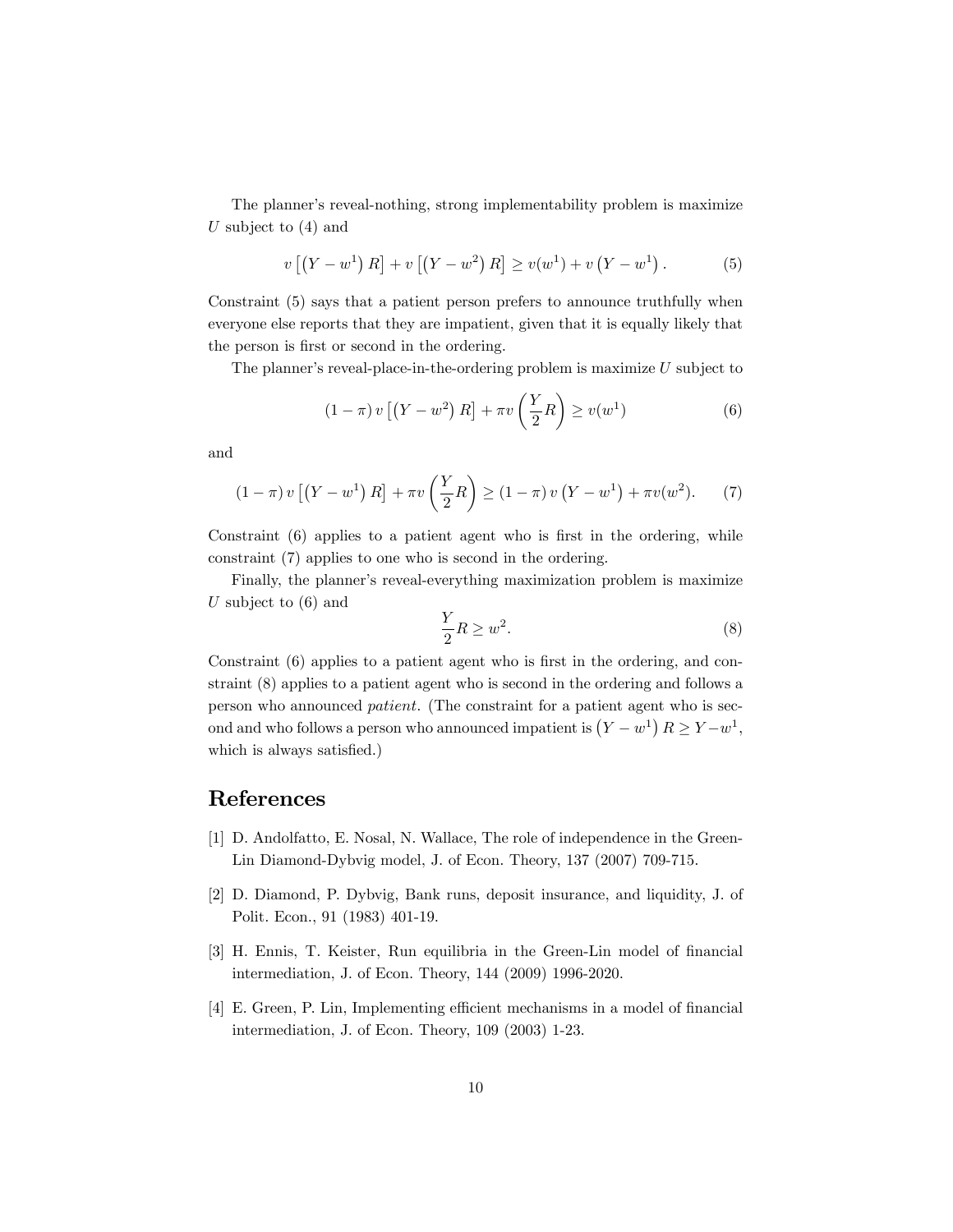The planner's reveal-nothing, strong implementability problem is maximize $U$ subject to (4) and

$$v\left[\left(Y-w^{1}\right)R\right]+v\left[\left(Y-w^{2}\right)R\right]\geq v(w^{1})+v\left(Y-w^{1}\right). \tag{5}$$

Constraint (5) says that a patient person prefers to announce truthfully when everyone else reports that they are impatient, given that it is equally likely that the person is first or second in the ordering.

The planner's reveal-place-in-the-ordering problem is maximize $U$ subject to

$$(1-\pi)\,v\left[\left(Y-w^{2}\right)R\right]+\pi v\left(\frac{Y}{2}R\right)\geq v(w^{1}) \tag{6}$$

and

$$(1-\pi)\,v\left[\left(Y-w^{1}\right)R\right]+\pi v\left(\frac{Y}{2}R\right)\geq (1-\pi)\,v\left(Y-w^{1}\right)+\pi v(w^{2}). \tag{7}$$

Constraint (6) applies to a patient agent who is first in the ordering, while constraint (7) applies to one who is second in the ordering.

Finally, the planner's reveal-everything maximization problem is maximize $U$ subject to (6) and

$$\frac{Y}{2}R\geq w^{2}. \tag{8}$$

Constraint (6) applies to a patient agent who is first in the ordering, and constraint (8) applies to a patient agent who is second in the ordering and follows a person who announced *patient*. (The constraint for a patient agent who is second and who follows a person who announced impatient is $\left(Y-w^{1}\right)R\geq Y-w^{1}$, which is always satisfied.)

## References

[1] D. Andolfatto, E. Nosal, N. Wallace, The role of independence in the Green-Lin Diamond-Dybvig model, J. of Econ. Theory, 137 (2007) 709-715.

[2] D. Diamond, P. Dybvig, Bank runs, deposit insurance, and liquidity, J. of Polit. Econ., 91 (1983) 401-19.

[3] H. Ennis, T. Keister, Run equilibria in the Green-Lin model of financial intermediation, J. of Econ. Theory, 144 (2009) 1996-2020.

[4] E. Green, P. Lin, Implementing efficient mechanisms in a model of financial intermediation, J. of Econ. Theory, 109 (2003) 1-23.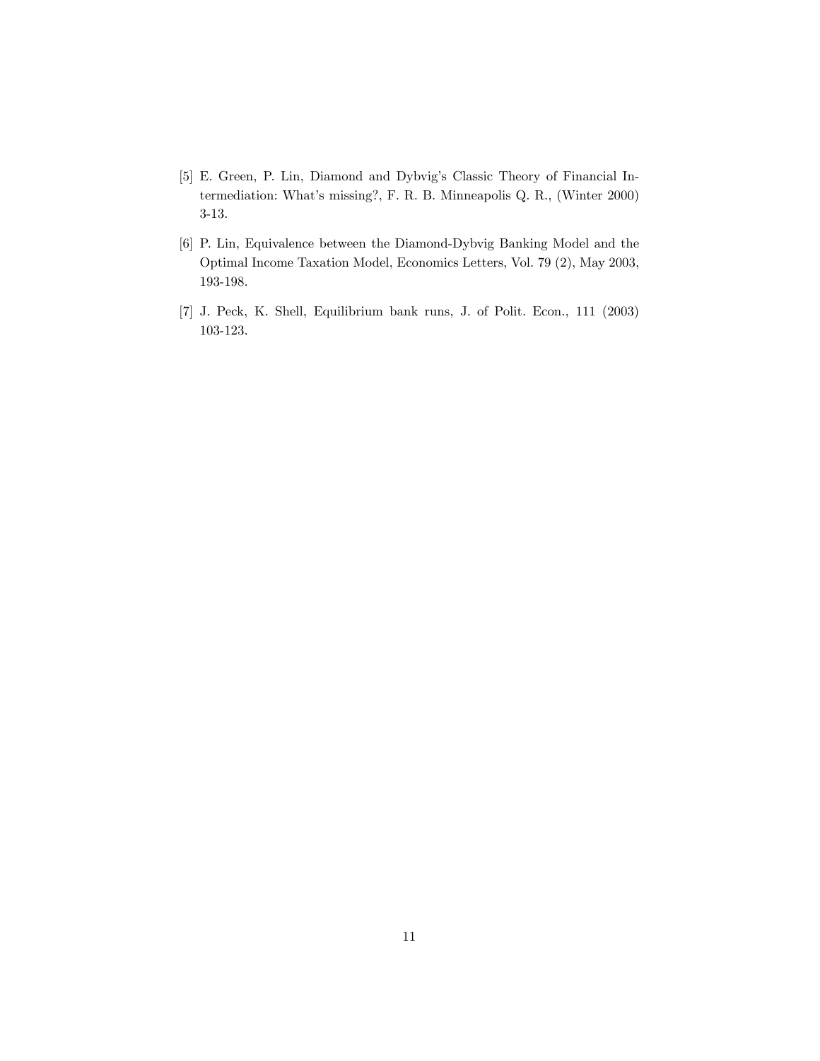[5] E. Green, P. Lin, Diamond and Dybvig's Classic Theory of Financial Intermediation: What's missing?, F. R. B. Minneapolis Q. R., (Winter 2000) 3-13.

[6] P. Lin, Equivalence between the Diamond-Dybvig Banking Model and the Optimal Income Taxation Model, Economics Letters, Vol. 79 (2), May 2003, 193-198.

[7] J. Peck, K. Shell, Equilibrium bank runs, J. of Polit. Econ., 111 (2003) 103-123.